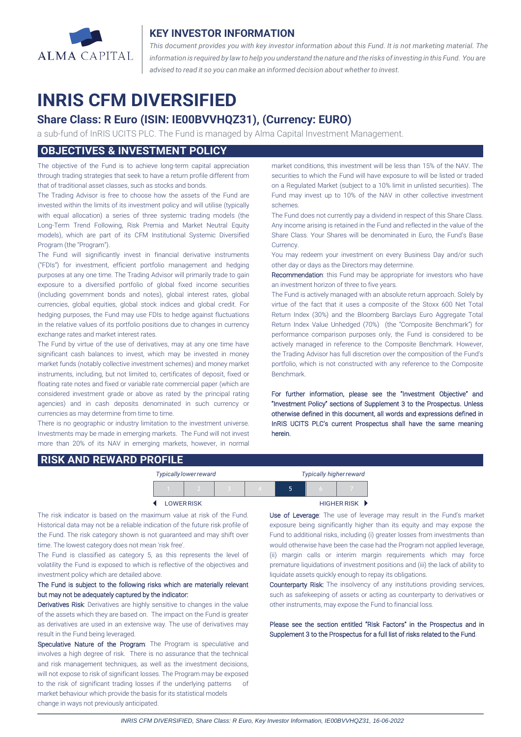ALMA CAPITAL

## KEY INVESTOR INFORMATION

*This document provides you with key investor information about this Fund. It is not marketing material. The information is required by law to help you understand the nature and the risks of investing in this Fund. You are advised to read it so you can make an informed decision about whether to invest.*

# INRIS CFM DIVERSIFIED

## Share Class: R Euro (ISIN: IE00BVVHQZ31), (Currency: EURO)

a sub-fund of InRIS UCITS PLC. The Fund is managed by Alma Capital Investment Management.

## OBJECTIVES & INVESTMENT POLICY

The objective of the Fund is to achieve long-term capital appreciation through trading strategies that seek to have a return profile different from that of traditional asset classes, such as stocks and bonds.

The Trading Advisor is free to choose how the assets of the Fund are invested within the limits of its investment policy and will utilise (typically with equal allocation) a series of three systemic trading models (the Long-Term Trend Following, Risk Premia and Market Neutral Equity models), which are part of its CFM Institutional Systemic Diversified Program (the "Program").

The Fund will significantly invest in financial derivative instruments ("FDIs") for investment, efficient portfolio management and hedging purposes at any one time. The Trading Advisor will primarily trade to gain exposure to a diversified portfolio of global fixed income securities (including government bonds and notes), global interest rates, global currencies, global equities, global stock indices and global credit. For hedging purposes, the Fund may use FDIs to hedge against fluctuations in the relative values of its portfolio positions due to changes in currency exchange rates and market interest rates.

The Fund by virtue of the use of derivatives, may at any one time have significant cash balances to invest, which may be invested in money market funds (notably collective investment schemes) and money market instruments, including, but not limited to, certificates of deposit, fixed or floating rate notes and fixed or variable rate commercial paper (which are considered investment grade or above as rated by the principal rating agencies) and in cash deposits denominated in such currency or currencies as may determine from time to time.

There is no geographic or industry limitation to the investment universe. Investments may be made in emerging markets. The Fund will not invest more than 20% of its NAV in emerging markets, however, in normal market conditions, this investment will be less than 15% of the NAV. The securities to which the Fund will have exposure to will be listed or traded on a Regulated Market (subject to a 10% limit in unlisted securities). The Fund may invest up to 10% of the NAV in other collective investment schemes.

The Fund does not currently pay a dividend in respect of this Share Class. Any income arising is retained in the Fund and reflected in the value of the Share Class. Your Shares will be denominated in Euro, the Fund's Base Currency.

You may redeem your investment on every Business Day and/or such other day or days as the Directors may determine.

**Recommendation**: this Fund may be appropriate for investors who have an investment horizon of three to five years.

The Fund is actively managed with an absolute return approach. Solely by virtue of the fact that it uses a composite of the Stoxx 600 Net Total Return Index (30%) and the Bloomberg Barclays Euro Aggregate Total Return Index Value Unhedged (70%) (the "Composite Benchmark") for performance comparison purposes only, the Fund is considered to be actively managed in reference to the Composite Benchmark. However, the Trading Advisor has full discretion over the composition of the Fund's portfolio, which is not constructed with any reference to the Composite Benchmark.

For further information, please see the "Investment Objective" and "Investment Policy" sections of Supplement 3 to the Prospectus. Unless otherwise defined in this document, all words and expressions defined in InRIS UCITS PLC's current Prospectus shall have the same meaning herein.

## RISK AND REWARD PROFILE

| Typically lower reward | | | | | | Typically higher reward |
|---|---|---|---|---|---|---|
| 1 | 2 | 3 | 4 | **5** | 6 | 7 |
| LOWER RISK | | | | | | HIGHER RISK |

The risk indicator is based on the maximum value at risk of the Fund. Historical data may not be a reliable indication of the future risk profile of the Fund. The risk category shown is not guaranteed and may shift over time. The lowest category does not mean 'risk free'.

The Fund is classified as category 5, as this represents the level of volatility the Fund is exposed to which is reflective of the objectives and investment policy which are detailed above.

**The Fund is subject to the following risks which are materially relevant but may not be adequately captured by the indicator:**

**Derivatives Risk**: Derivatives are highly sensitive to changes in the value of the assets which they are based on. The impact on the Fund is greater as derivatives are used in an extensive way. The use of derivatives may result in the Fund being leveraged.

**Speculative Nature of the Program**: The Program is speculative and involves a high degree of risk. There is no assurance that the technical and risk management techniques, as well as the investment decisions, will not expose to risk of significant losses. The Program may be exposed to the risk of significant trading losses if the underlying patterns of market behaviour which provide the basis for its statistical models change in ways not previously anticipated.

**Use of Leverage**: The use of leverage may result in the Fund's market exposure being significantly higher than its equity and may expose the Fund to additional risks, including (i) greater losses from investments than would otherwise have been the case had the Program not applied leverage, (ii) margin calls or interim margin requirements which may force premature liquidations of investment positions and (iii) the lack of ability to liquidate assets quickly enough to repay its obligations.

**Counterparty Risk:** The insolvency of any institutions providing services, such as safekeeping of assets or acting as counterparty to derivatives or other instruments, may expose the Fund to financial loss.

Please see the section entitled "Risk Factors" in the Prospectus and in Supplement 3 to the Prospectus for a full list of risks related to the Fund.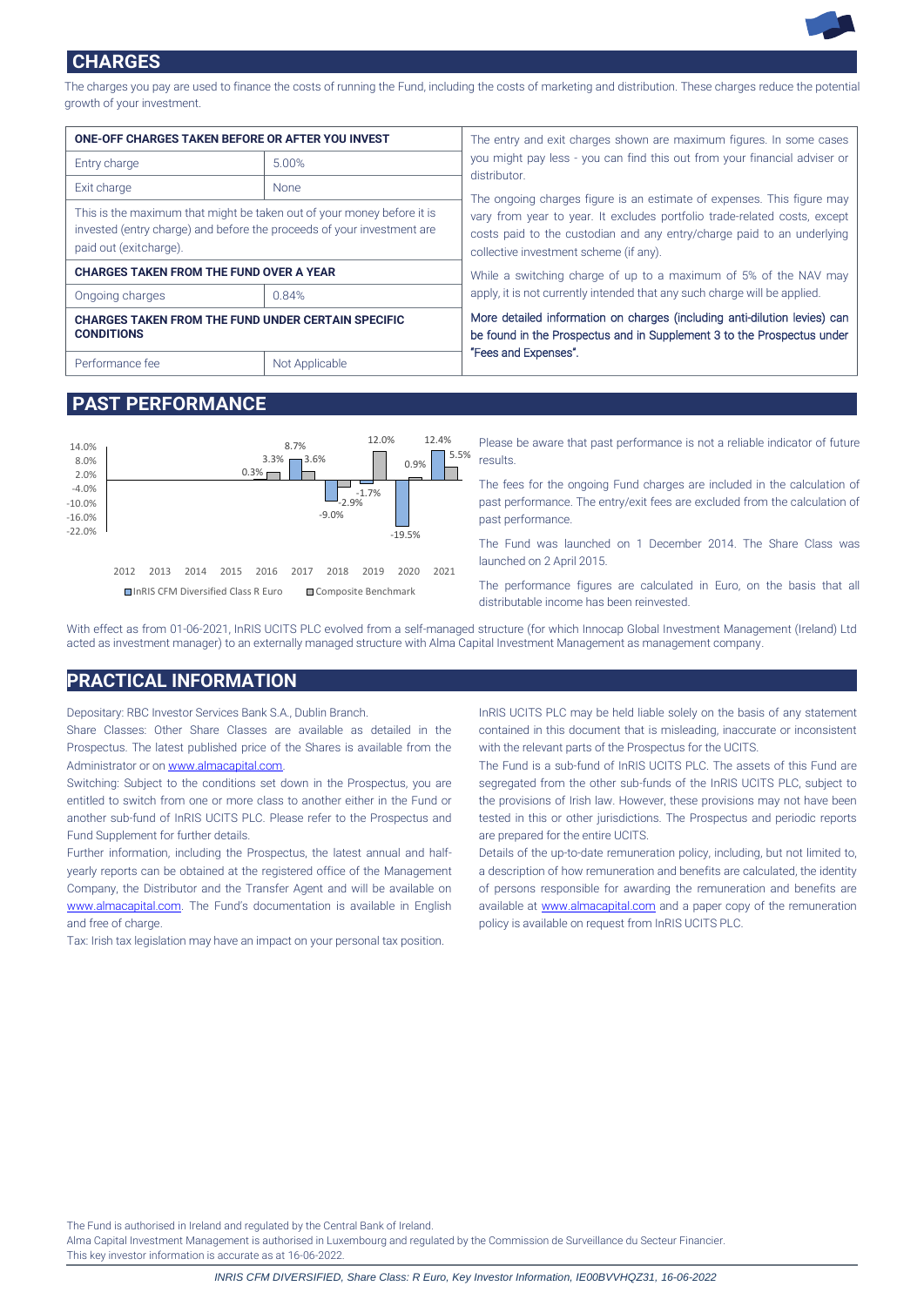## CHARGES

The charges you pay are used to finance the costs of running the Fund, including the costs of marketing and distribution. These charges reduce the potential growth of your investment.

| ONE-OFF CHARGES TAKEN BEFORE OR AFTER YOU INVEST | |
|---|---|
| Entry charge | 5.00% |
| Exit charge | None |
| This is the maximum that might be taken out of your money before it is invested (entry charge) and before the proceeds of your investment are paid out (exitcharge). | |
| **CHARGES TAKEN FROM THE FUND OVER A YEAR** | |
| Ongoing charges | 0.84% |
| **CHARGES TAKEN FROM THE FUND UNDER CERTAIN SPECIFIC CONDITIONS** | |
| Performance fee | Not Applicable |

The entry and exit charges shown are maximum figures. In some cases you might pay less - you can find this out from your financial adviser or distributor.

The ongoing charges figure is an estimate of expenses. This figure may vary from year to year. It excludes portfolio trade-related costs, except costs paid to the custodian and any entry/charge paid to an underlying collective investment scheme (if any).

While a switching charge of up to a maximum of 5% of the NAV may apply, it is not currently intended that any such charge will be applied.

More detailed information on charges (including anti-dilution levies) can be found in the Prospectus and in Supplement 3 to the Prospectus under "Fees and Expenses".

## PAST PERFORMANCE

14.0%
8.0%
2.0%
-4.0%
-10.0%
-16.0%
-22.0%

0.3% 3.3% 8.7% 3.6% -9.0% -2.9% -1.7% 12.0% -19.5% 0.9% 12.4% 5.5%

2012 2013 2014 2015 2016 2017 2018 2019 2020 2021

InRIS CFM Diversified Class R Euro
Composite Benchmark

Please be aware that past performance is not a reliable indicator of future results.

The fees for the ongoing Fund charges are included in the calculation of past performance. The entry/exit fees are excluded from the calculation of past performance.

The Fund was launched on 1 December 2014. The Share Class was launched on 2 April 2015.

The performance figures are calculated in Euro, on the basis that all distributable income has been reinvested.

With effect as from 01-06-2021, InRIS UCITS PLC evolved from a self-managed structure (for which Innocap Global Investment Management (Ireland) Ltd acted as investment manager) to an externally managed structure with Alma Capital Investment Management as management company.

## PRACTICAL INFORMATION

Depositary: RBC Investor Services Bank S.A., Dublin Branch.

Share Classes: Other Share Classes are available as detailed in the Prospectus. The latest published price of the Shares is available from the Administrator or on www.almacapital.com.

Switching: Subject to the conditions set down in the Prospectus, you are entitled to switch from one or more class to another either in the Fund or another sub-fund of InRIS UCITS PLC. Please refer to the Prospectus and Fund Supplement for further details.

Further information, including the Prospectus, the latest annual and half-yearly reports can be obtained at the registered office of the Management Company, the Distributor and the Transfer Agent and will be available on www.almacapital.com. The Fund's documentation is available in English and free of charge.

Tax: Irish tax legislation may have an impact on your personal tax position.

InRIS UCITS PLC may be held liable solely on the basis of any statement contained in this document that is misleading, inaccurate or inconsistent with the relevant parts of the Prospectus for the UCITS.

The Fund is a sub-fund of InRIS UCITS PLC. The assets of this Fund are segregated from the other sub-funds of the InRIS UCITS PLC, subject to the provisions of Irish law. However, these provisions may not have been tested in this or other jurisdictions. The Prospectus and periodic reports are prepared for the entire UCITS.

Details of the up-to-date remuneration policy, including, but not limited to, a description of how remuneration and benefits are calculated, the identity of persons responsible for awarding the remuneration and benefits are available at www.almacapital.com and a paper copy of the remuneration policy is available on request from InRIS UCITS PLC.

The Fund is authorised in Ireland and regulated by the Central Bank of Ireland.
Alma Capital Investment Management is authorised in Luxembourg and regulated by the Commission de Surveillance du Secteur Financier.
This key investor information is accurate as at 16-06-2022.